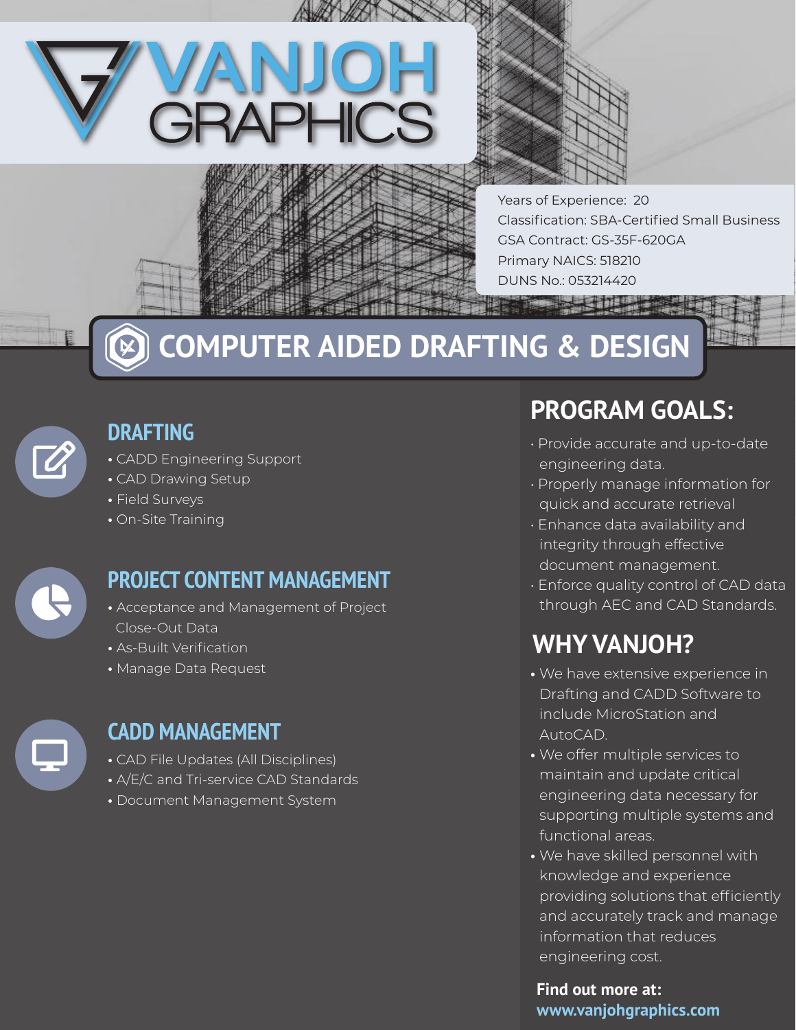# VANJOH GRAPHICS

Years of Experience: 20
Classification: SBA-Certified Small Business
GSA Contract: GS-35F-620GA
Primary NAICS: 518210
DUNS No.: 053214420

## COMPUTER AIDED DRAFTING & DESIGN

### DRAFTING

- CADD Engineering Support
- CAD Drawing Setup
- Field Surveys
- On-Site Training

### PROJECT CONTENT MANAGEMENT

- Acceptance and Management of Project Close-Out Data
- As-Built Verification
- Manage Data Request

### CADD MANAGEMENT

- CAD File Updates (All Disciplines)
- A/E/C and Tri-service CAD Standards
- Document Management System

## PROGRAM GOALS:

- Provide accurate and up-to-date engineering data.
- Properly manage information for quick and accurate retrieval
- Enhance data availability and integrity through effective document management.
- Enforce quality control of CAD data through AEC and CAD Standards.

## WHY VANJOH?

- We have extensive experience in Drafting and CADD Software to include MicroStation and AutoCAD.
- We offer multiple services to maintain and update critical engineering data necessary for supporting multiple systems and functional areas.
- We have skilled personnel with knowledge and experience providing solutions that efficiently and accurately track and manage information that reduces engineering cost.

**Find out more at:**
**www.vanjohgraphics.com**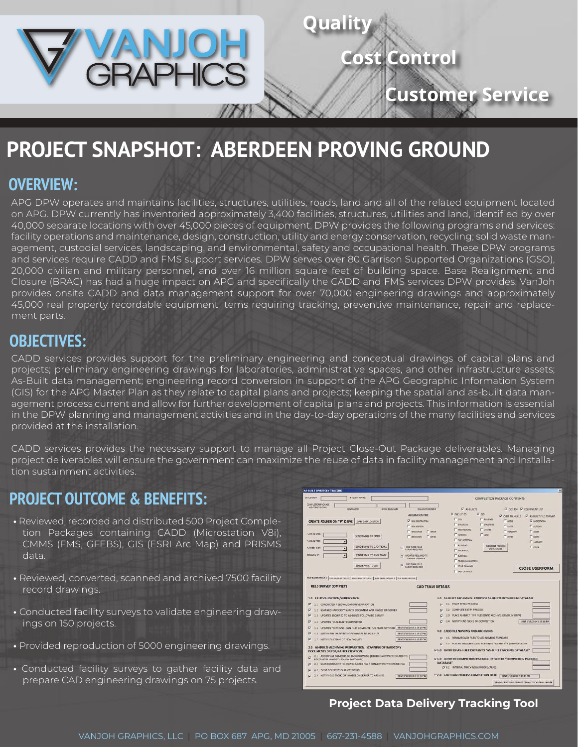VANJOH GRAPHICS

Quality

Cost Control

Customer Service

# PROJECT SNAPSHOT: ABERDEEN PROVING GROUND

## OVERVIEW:

APG DPW operates and maintains facilities, structures, utilities, roads, land and all of the related equipment located on APG. DPW currently has inventoried approximately 3,400 facilities, structures, utilities and land, identified by over 40,000 separate locations with over 45,000 pieces of equipment. DPW provides the following programs and services: facility operations and maintenance, design, construction, utility and energy conservation, recycling; solid waste management, custodial services, landscaping, and environmental, safety and occupational health. These DPW programs and services require CADD and FMS support services. DPW serves over 80 Garrison Supported Organizations (GSO), 20,000 civilian and military personnel, and over 16 million square feet of building space. Base Realignment and Closure (BRAC) has had a huge impact on APG and specifically the CADD and FMS services DPW provides. VanJoh provides onsite CADD and data management support for over 70,000 engineering drawings and approximately 45,000 real property recordable equipment items requiring tracking, preventive maintenance, repair and replacement parts.

## OBJECTIVES:

CADD services provides support for the preliminary engineering and conceptual drawings of capital plans and projects; preliminary engineering drawings for laboratories, administrative spaces, and other infrastructure assets; As-Built data management; engineering record conversion in support of the APG Geographic Information System (GIS) for the APG Master Plan as they relate to capital plans and projects; keeping the spatial and as-built data management process current and allow for further development of capital plans and projects. This information is essential in the DPW planning and management activities and in the day-to-day operations of the many facilities and services provided at the installation.

CADD services provides the necessary support to manage all Project Close-Out Package deliverables. Managing project deliverables will ensure the government can maximize the reuse of data in facility management and Installation sustainment activities.

## PROJECT OUTCOME & BENEFITS:

- Reviewed, recorded and distributed 500 Project Completion Packages containing CADD (Microstation V8i), CMMS (FMS, GFEBS), GIS (ESRI Arc Map) and PRISMS data.
- Reviewed, converted, scanned and archived 7500 facility record drawings.
- Conducted facility surveys to validate engineering drawings on 150 projects.
- Provided reproduction of 5000 engineering drawings.
- Conducted facility surveys to gather facility data and prepare CAD engineering drawings on 75 projects.

**Project Data Delivery Tracking Tool**

VANJOH GRAPHICS, LLC | PO BOX 687 APG, MD 21005 | 667-231-4588 | VANJOHGRAPHICS.COM